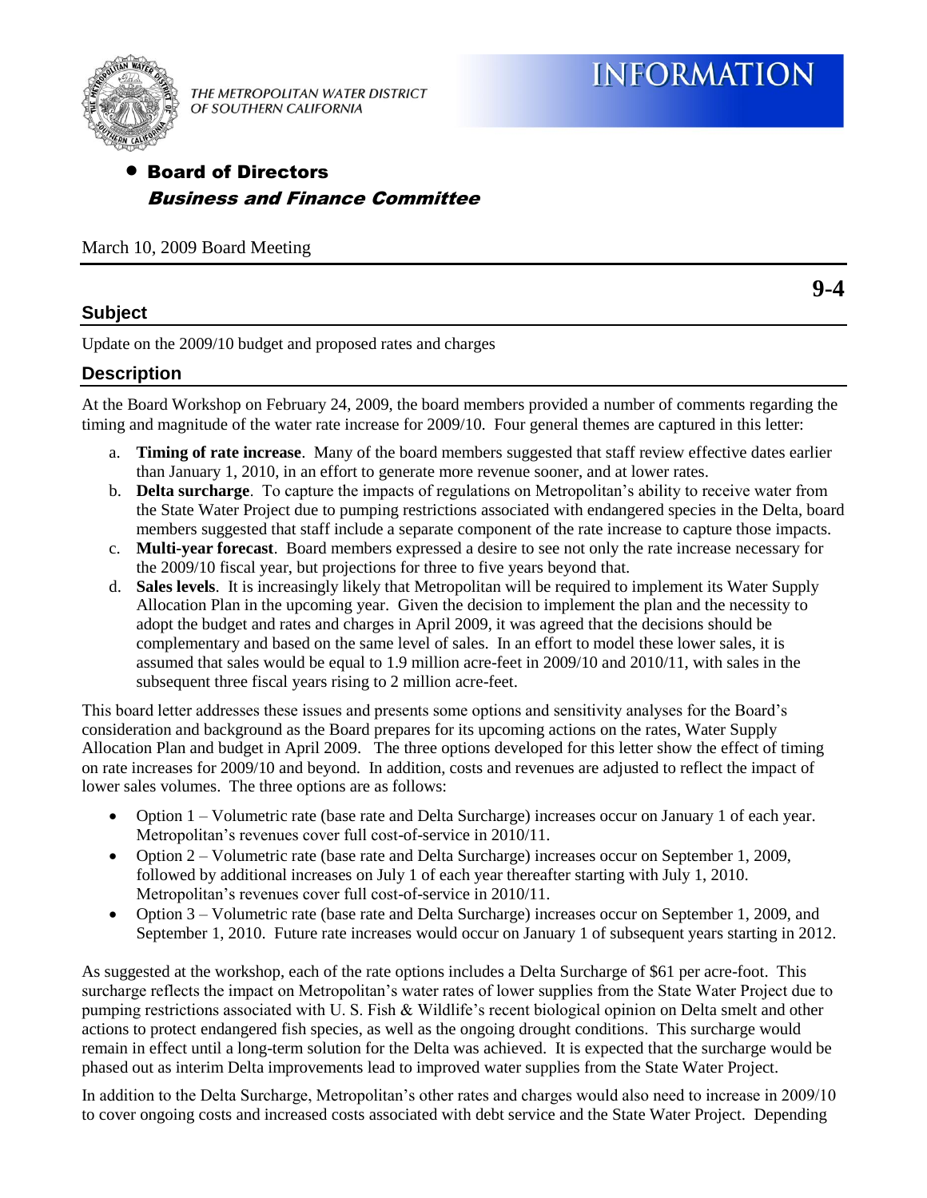THE METROPOLITAN WATER DISTRICT OF SOUTHERN CALIFORNIA

# INFORMATION

- **Board of Directors**
  ***Business and Finance Committee***

March 10, 2009 Board Meeting

**9-4**

## Subject

Update on the 2009/10 budget and proposed rates and charges

## Description

At the Board Workshop on February 24, 2009, the board members provided a number of comments regarding the timing and magnitude of the water rate increase for 2009/10. Four general themes are captured in this letter:

a. **Timing of rate increase**. Many of the board members suggested that staff review effective dates earlier than January 1, 2010, in an effort to generate more revenue sooner, and at lower rates.
b. **Delta surcharge**. To capture the impacts of regulations on Metropolitan's ability to receive water from the State Water Project due to pumping restrictions associated with endangered species in the Delta, board members suggested that staff include a separate component of the rate increase to capture those impacts.
c. **Multi-year forecast**. Board members expressed a desire to see not only the rate increase necessary for the 2009/10 fiscal year, but projections for three to five years beyond that.
d. **Sales levels**. It is increasingly likely that Metropolitan will be required to implement its Water Supply Allocation Plan in the upcoming year. Given the decision to implement the plan and the necessity to adopt the budget and rates and charges in April 2009, it was agreed that the decisions should be complementary and based on the same level of sales. In an effort to model these lower sales, it is assumed that sales would be equal to 1.9 million acre-feet in 2009/10 and 2010/11, with sales in the subsequent three fiscal years rising to 2 million acre-feet.

This board letter addresses these issues and presents some options and sensitivity analyses for the Board's consideration and background as the Board prepares for its upcoming actions on the rates, Water Supply Allocation Plan and budget in April 2009. The three options developed for this letter show the effect of timing on rate increases for 2009/10 and beyond. In addition, costs and revenues are adjusted to reflect the impact of lower sales volumes. The three options are as follows:

- Option 1 – Volumetric rate (base rate and Delta Surcharge) increases occur on January 1 of each year. Metropolitan's revenues cover full cost-of-service in 2010/11.
- Option 2 – Volumetric rate (base rate and Delta Surcharge) increases occur on September 1, 2009, followed by additional increases on July 1 of each year thereafter starting with July 1, 2010. Metropolitan's revenues cover full cost-of-service in 2010/11.
- Option 3 – Volumetric rate (base rate and Delta Surcharge) increases occur on September 1, 2009, and September 1, 2010. Future rate increases would occur on January 1 of subsequent years starting in 2012.

As suggested at the workshop, each of the rate options includes a Delta Surcharge of $61 per acre-foot. This surcharge reflects the impact on Metropolitan's water rates of lower supplies from the State Water Project due to pumping restrictions associated with U. S. Fish & Wildlife's recent biological opinion on Delta smelt and other actions to protect endangered fish species, as well as the ongoing drought conditions. This surcharge would remain in effect until a long-term solution for the Delta was achieved. It is expected that the surcharge would be phased out as interim Delta improvements lead to improved water supplies from the State Water Project.

In addition to the Delta Surcharge, Metropolitan's other rates and charges would also need to increase in 2009/10 to cover ongoing costs and increased costs associated with debt service and the State Water Project. Depending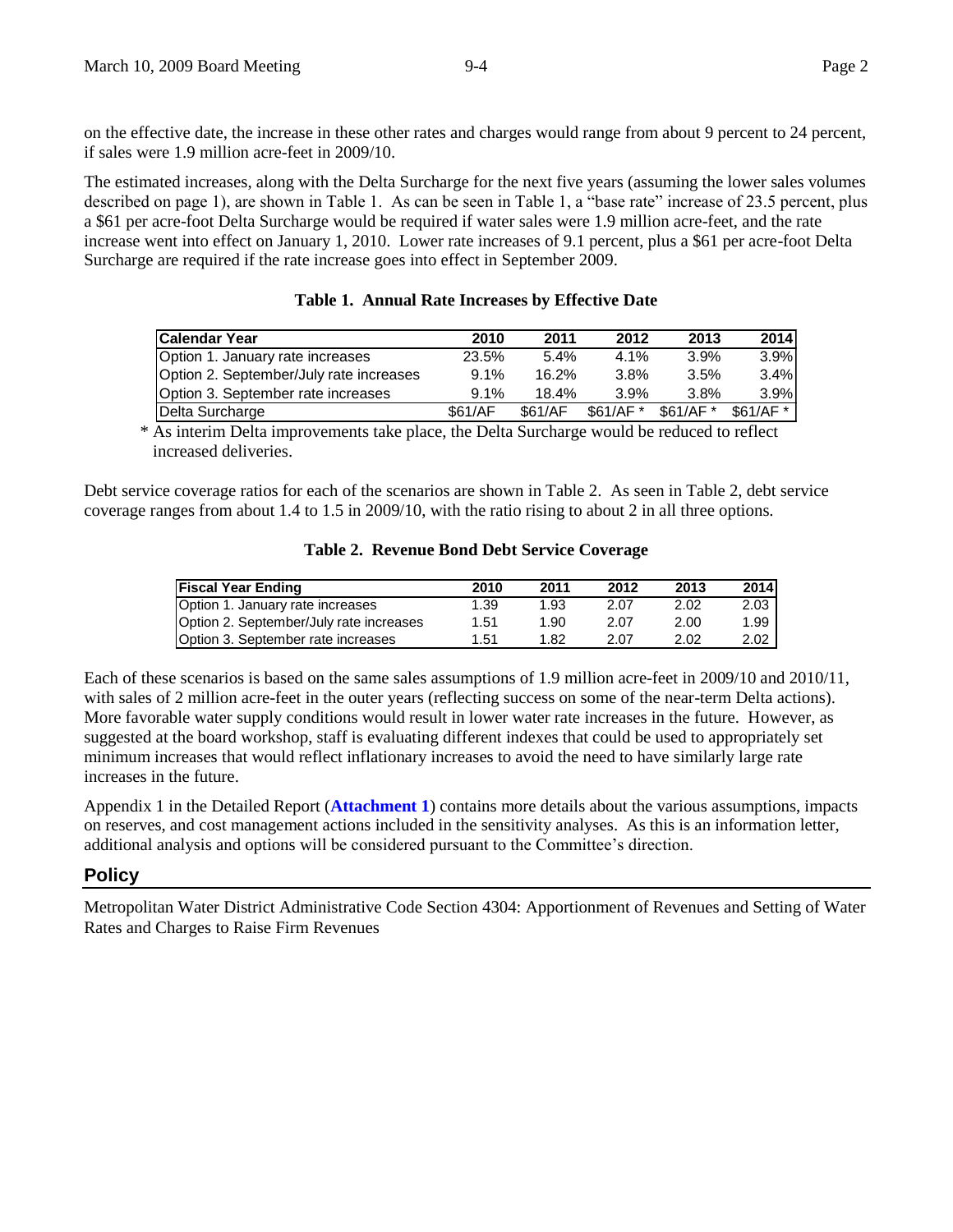on the effective date, the increase in these other rates and charges would range from about 9 percent to 24 percent, if sales were 1.9 million acre-feet in 2009/10.

The estimated increases, along with the Delta Surcharge for the next five years (assuming the lower sales volumes described on page 1), are shown in Table 1. As can be seen in Table 1, a "base rate" increase of 23.5 percent, plus a $61 per acre-foot Delta Surcharge would be required if water sales were 1.9 million acre-feet, and the rate increase went into effect on January 1, 2010. Lower rate increases of 9.1 percent, plus a $61 per acre-foot Delta Surcharge are required if the rate increase goes into effect in September 2009.

**Table 1. Annual Rate Increases by Effective Date**

| Calendar Year | 2010 | 2011 | 2012 | 2013 | 2014 |
|---|---|---|---|---|---|
| Option 1. January rate increases | 23.5% | 5.4% | 4.1% | 3.9% | 3.9% |
| Option 2. September/July rate increases | 9.1% | 16.2% | 3.8% | 3.5% | 3.4% |
| Option 3. September rate increases | 9.1% | 18.4% | 3.9% | 3.8% | 3.9% |
| Delta Surcharge | $61/AF | $61/AF | $61/AF * | $61/AF * | $61/AF * |

\* As interim Delta improvements take place, the Delta Surcharge would be reduced to reflect increased deliveries.

Debt service coverage ratios for each of the scenarios are shown in Table 2. As seen in Table 2, debt service coverage ranges from about 1.4 to 1.5 in 2009/10, with the ratio rising to about 2 in all three options.

**Table 2. Revenue Bond Debt Service Coverage**

| Fiscal Year Ending | 2010 | 2011 | 2012 | 2013 | 2014 |
|---|---|---|---|---|---|
| Option 1. January rate increases | 1.39 | 1.93 | 2.07 | 2.02 | 2.03 |
| Option 2. September/July rate increases | 1.51 | 1.90 | 2.07 | 2.00 | 1.99 |
| Option 3. September rate increases | 1.51 | 1.82 | 2.07 | 2.02 | 2.02 |

Each of these scenarios is based on the same sales assumptions of 1.9 million acre-feet in 2009/10 and 2010/11, with sales of 2 million acre-feet in the outer years (reflecting success on some of the near-term Delta actions). More favorable water supply conditions would result in lower water rate increases in the future. However, as suggested at the board workshop, staff is evaluating different indexes that could be used to appropriately set minimum increases that would reflect inflationary increases to avoid the need to have similarly large rate increases in the future.

Appendix 1 in the Detailed Report (**Attachment 1**) contains more details about the various assumptions, impacts on reserves, and cost management actions included in the sensitivity analyses. As this is an information letter, additional analysis and options will be considered pursuant to the Committee's direction.

## Policy

Metropolitan Water District Administrative Code Section 4304: Apportionment of Revenues and Setting of Water Rates and Charges to Raise Firm Revenues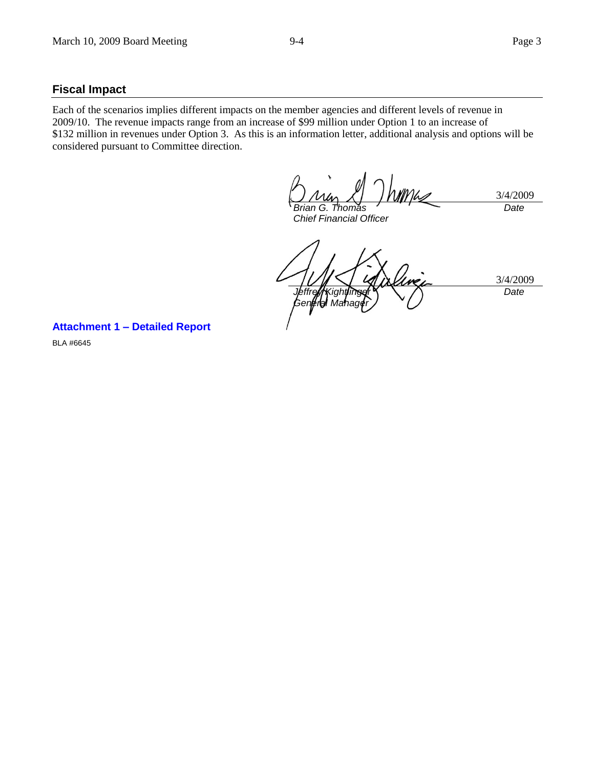## Fiscal Impact

Each of the scenarios implies different impacts on the member agencies and different levels of revenue in 2009/10. The revenue impacts range from an increase of $99 million under Option 1 to an increase of $132 million in revenues under Option 3. As this is an information letter, additional analysis and options will be considered pursuant to Committee direction.

| | |
|---|---|
| *Brian G. Thomas* | 3/4/2009 |
| *Chief Financial Officer* | *Date* |

| | |
|---|---|
| *Jeffrey Kightlinger* | 3/4/2009 |
| *General Manager* | *Date* |

**Attachment 1 – Detailed Report**

BLA #6645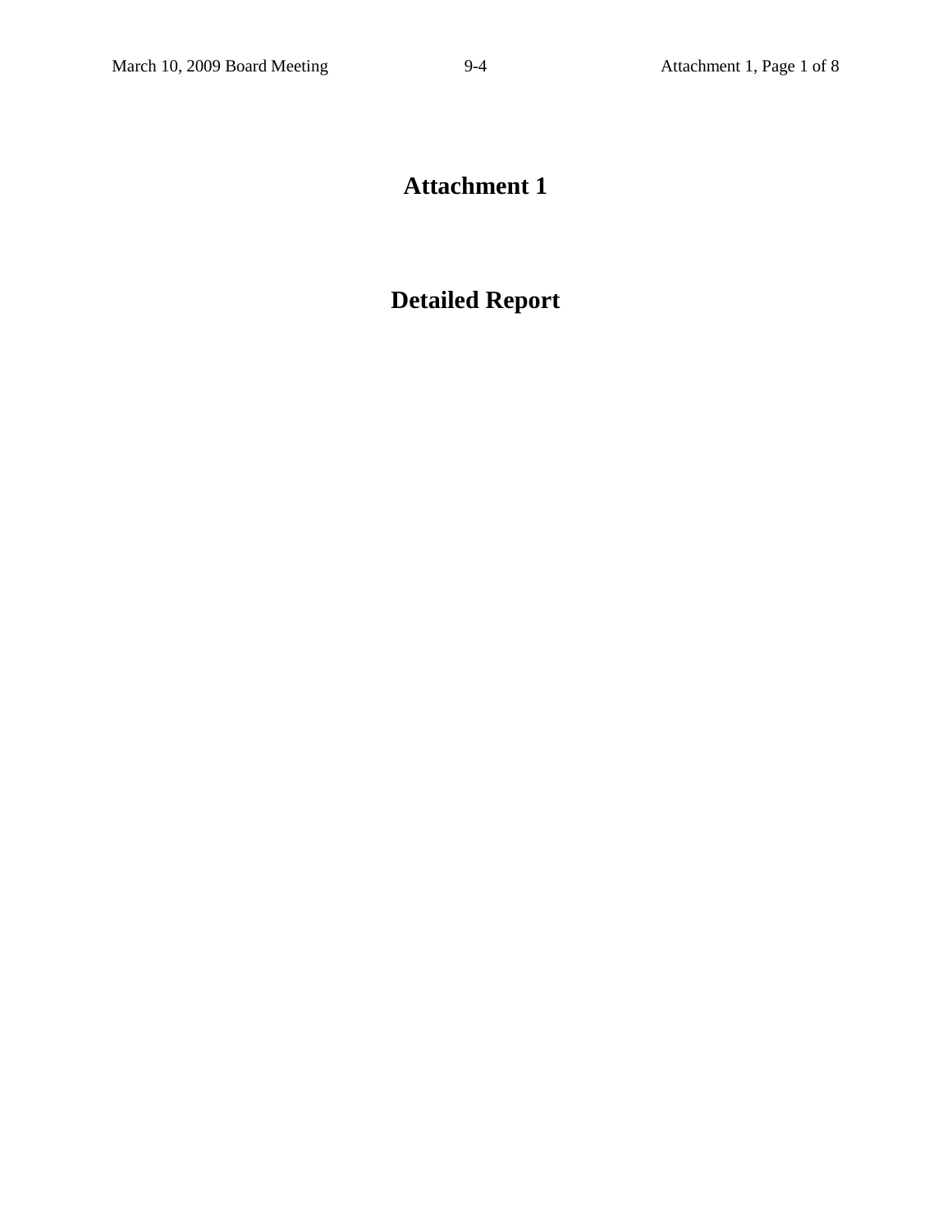# Attachment 1

# Detailed Report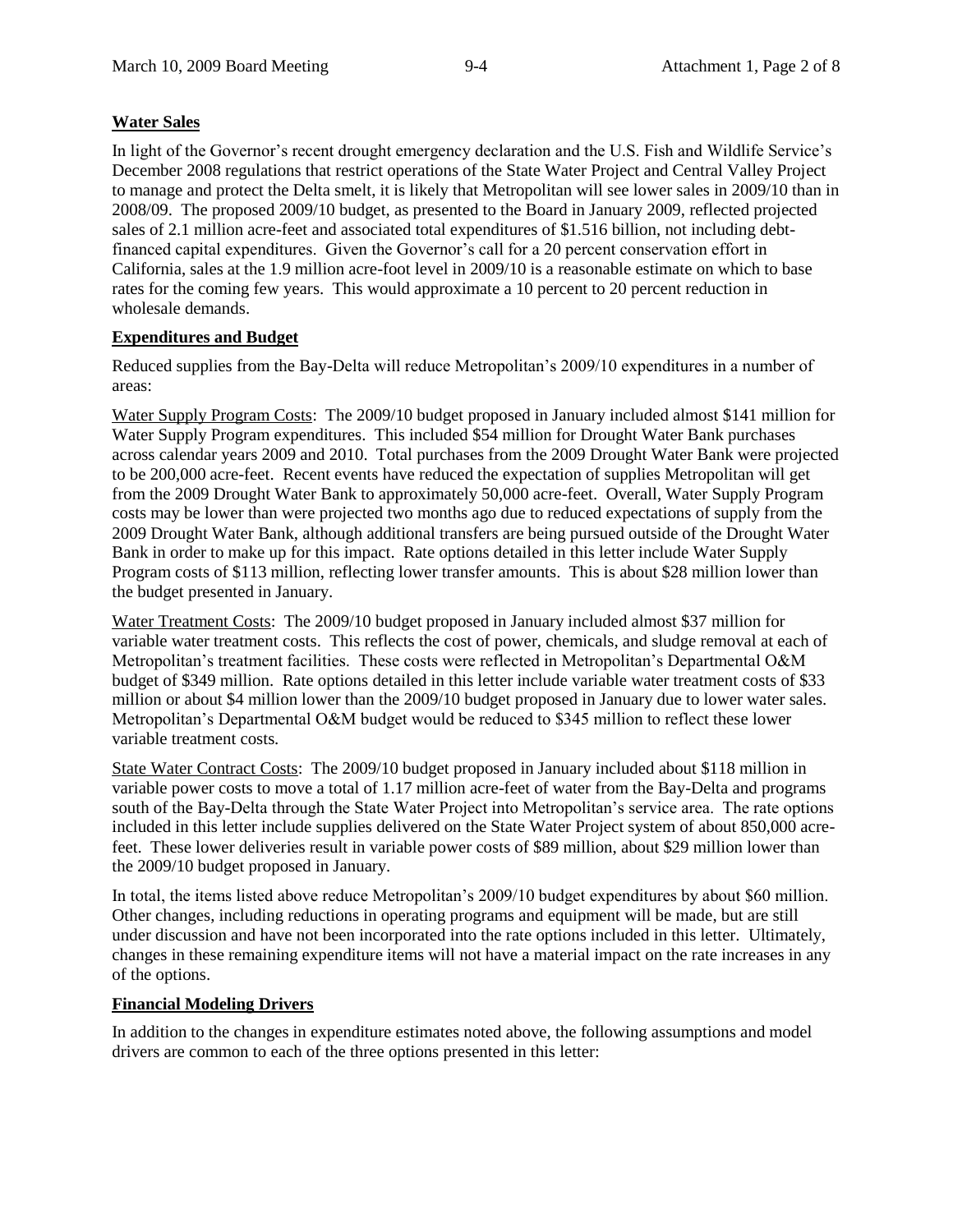## Water Sales

In light of the Governor's recent drought emergency declaration and the U.S. Fish and Wildlife Service's December 2008 regulations that restrict operations of the State Water Project and Central Valley Project to manage and protect the Delta smelt, it is likely that Metropolitan will see lower sales in 2009/10 than in 2008/09. The proposed 2009/10 budget, as presented to the Board in January 2009, reflected projected sales of 2.1 million acre-feet and associated total expenditures of $1.516 billion, not including debt-financed capital expenditures. Given the Governor's call for a 20 percent conservation effort in California, sales at the 1.9 million acre-foot level in 2009/10 is a reasonable estimate on which to base rates for the coming few years. This would approximate a 10 percent to 20 percent reduction in wholesale demands.

## Expenditures and Budget

Reduced supplies from the Bay-Delta will reduce Metropolitan's 2009/10 expenditures in a number of areas:

Water Supply Program Costs: The 2009/10 budget proposed in January included almost $141 million for Water Supply Program expenditures. This included $54 million for Drought Water Bank purchases across calendar years 2009 and 2010. Total purchases from the 2009 Drought Water Bank were projected to be 200,000 acre-feet. Recent events have reduced the expectation of supplies Metropolitan will get from the 2009 Drought Water Bank to approximately 50,000 acre-feet. Overall, Water Supply Program costs may be lower than were projected two months ago due to reduced expectations of supply from the 2009 Drought Water Bank, although additional transfers are being pursued outside of the Drought Water Bank in order to make up for this impact. Rate options detailed in this letter include Water Supply Program costs of $113 million, reflecting lower transfer amounts. This is about $28 million lower than the budget presented in January.

Water Treatment Costs: The 2009/10 budget proposed in January included almost $37 million for variable water treatment costs. This reflects the cost of power, chemicals, and sludge removal at each of Metropolitan's treatment facilities. These costs were reflected in Metropolitan's Departmental O&M budget of $349 million. Rate options detailed in this letter include variable water treatment costs of $33 million or about $4 million lower than the 2009/10 budget proposed in January due to lower water sales. Metropolitan's Departmental O&M budget would be reduced to $345 million to reflect these lower variable treatment costs.

State Water Contract Costs: The 2009/10 budget proposed in January included about $118 million in variable power costs to move a total of 1.17 million acre-feet of water from the Bay-Delta and programs south of the Bay-Delta through the State Water Project into Metropolitan's service area. The rate options included in this letter include supplies delivered on the State Water Project system of about 850,000 acre-feet. These lower deliveries result in variable power costs of $89 million, about $29 million lower than the 2009/10 budget proposed in January.

In total, the items listed above reduce Metropolitan's 2009/10 budget expenditures by about $60 million. Other changes, including reductions in operating programs and equipment will be made, but are still under discussion and have not been incorporated into the rate options included in this letter. Ultimately, changes in these remaining expenditure items will not have a material impact on the rate increases in any of the options.

## Financial Modeling Drivers

In addition to the changes in expenditure estimates noted above, the following assumptions and model drivers are common to each of the three options presented in this letter: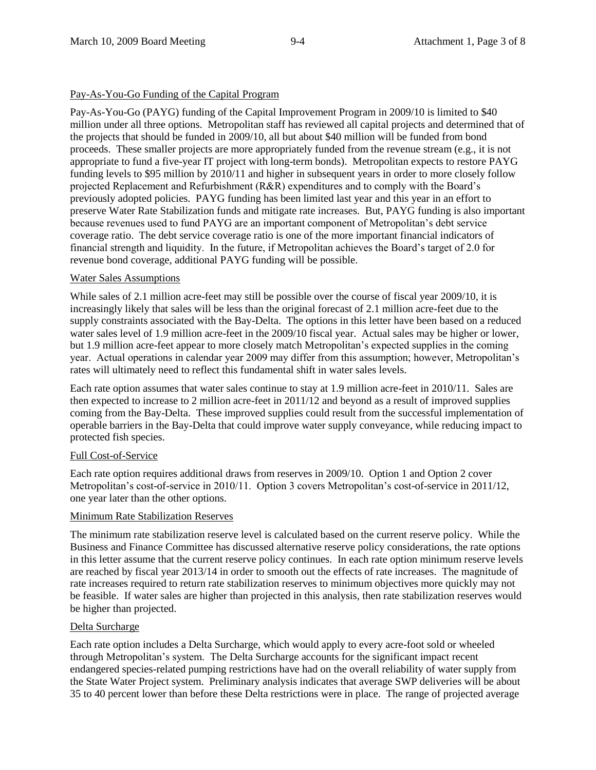## Pay-As-You-Go Funding of the Capital Program

Pay-As-You-Go (PAYG) funding of the Capital Improvement Program in 2009/10 is limited to $40 million under all three options. Metropolitan staff has reviewed all capital projects and determined that of the projects that should be funded in 2009/10, all but about $40 million will be funded from bond proceeds. These smaller projects are more appropriately funded from the revenue stream (e.g., it is not appropriate to fund a five-year IT project with long-term bonds). Metropolitan expects to restore PAYG funding levels to $95 million by 2010/11 and higher in subsequent years in order to more closely follow projected Replacement and Refurbishment (R&R) expenditures and to comply with the Board's previously adopted policies. PAYG funding has been limited last year and this year in an effort to preserve Water Rate Stabilization funds and mitigate rate increases. But, PAYG funding is also important because revenues used to fund PAYG are an important component of Metropolitan's debt service coverage ratio. The debt service coverage ratio is one of the more important financial indicators of financial strength and liquidity. In the future, if Metropolitan achieves the Board's target of 2.0 for revenue bond coverage, additional PAYG funding will be possible.

## Water Sales Assumptions

While sales of 2.1 million acre-feet may still be possible over the course of fiscal year 2009/10, it is increasingly likely that sales will be less than the original forecast of 2.1 million acre-feet due to the supply constraints associated with the Bay-Delta. The options in this letter have been based on a reduced water sales level of 1.9 million acre-feet in the 2009/10 fiscal year. Actual sales may be higher or lower, but 1.9 million acre-feet appear to more closely match Metropolitan's expected supplies in the coming year. Actual operations in calendar year 2009 may differ from this assumption; however, Metropolitan's rates will ultimately need to reflect this fundamental shift in water sales levels.

Each rate option assumes that water sales continue to stay at 1.9 million acre-feet in 2010/11. Sales are then expected to increase to 2 million acre-feet in 2011/12 and beyond as a result of improved supplies coming from the Bay-Delta. These improved supplies could result from the successful implementation of operable barriers in the Bay-Delta that could improve water supply conveyance, while reducing impact to protected fish species.

## Full Cost-of-Service

Each rate option requires additional draws from reserves in 2009/10. Option 1 and Option 2 cover Metropolitan's cost-of-service in 2010/11. Option 3 covers Metropolitan's cost-of-service in 2011/12, one year later than the other options.

## Minimum Rate Stabilization Reserves

The minimum rate stabilization reserve level is calculated based on the current reserve policy. While the Business and Finance Committee has discussed alternative reserve policy considerations, the rate options in this letter assume that the current reserve policy continues. In each rate option minimum reserve levels are reached by fiscal year 2013/14 in order to smooth out the effects of rate increases. The magnitude of rate increases required to return rate stabilization reserves to minimum objectives more quickly may not be feasible. If water sales are higher than projected in this analysis, then rate stabilization reserves would be higher than projected.

## Delta Surcharge

Each rate option includes a Delta Surcharge, which would apply to every acre-foot sold or wheeled through Metropolitan's system. The Delta Surcharge accounts for the significant impact recent endangered species-related pumping restrictions have had on the overall reliability of water supply from the State Water Project system. Preliminary analysis indicates that average SWP deliveries will be about 35 to 40 percent lower than before these Delta restrictions were in place. The range of projected average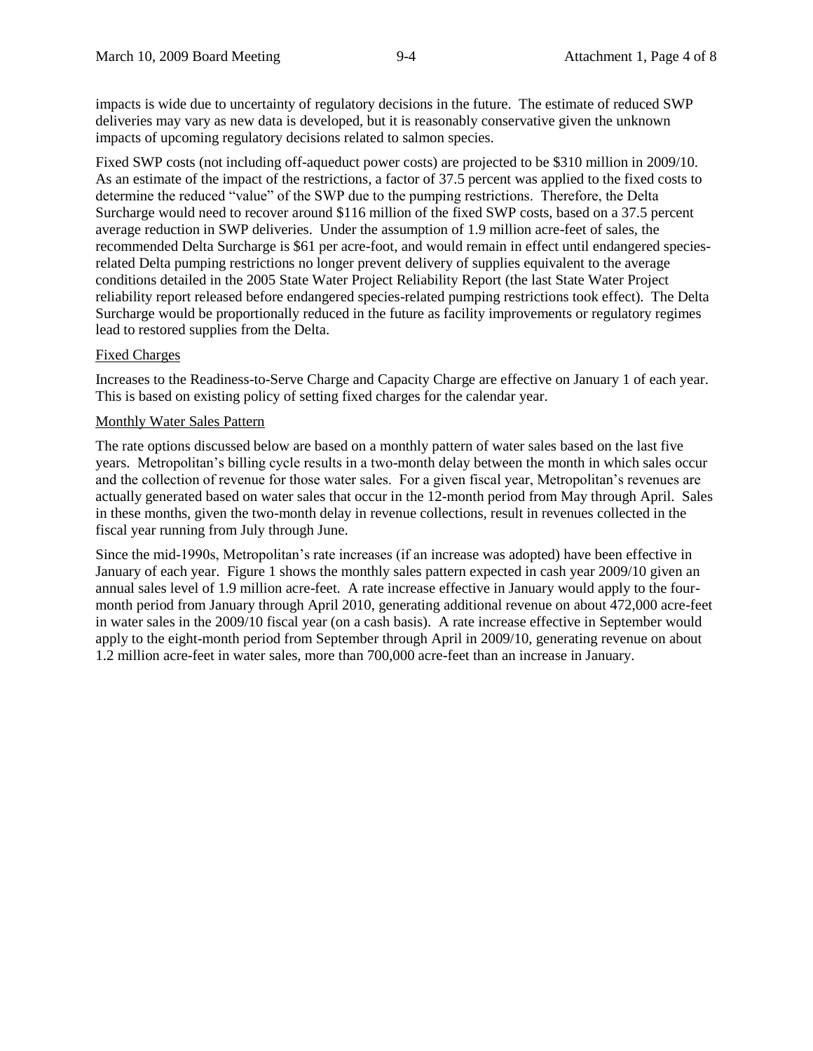impacts is wide due to uncertainty of regulatory decisions in the future. The estimate of reduced SWP deliveries may vary as new data is developed, but it is reasonably conservative given the unknown impacts of upcoming regulatory decisions related to salmon species.

Fixed SWP costs (not including off-aqueduct power costs) are projected to be $310 million in 2009/10. As an estimate of the impact of the restrictions, a factor of 37.5 percent was applied to the fixed costs to determine the reduced "value" of the SWP due to the pumping restrictions. Therefore, the Delta Surcharge would need to recover around $116 million of the fixed SWP costs, based on a 37.5 percent average reduction in SWP deliveries. Under the assumption of 1.9 million acre-feet of sales, the recommended Delta Surcharge is $61 per acre-foot, and would remain in effect until endangered species-related Delta pumping restrictions no longer prevent delivery of supplies equivalent to the average conditions detailed in the 2005 State Water Project Reliability Report (the last State Water Project reliability report released before endangered species-related pumping restrictions took effect). The Delta Surcharge would be proportionally reduced in the future as facility improvements or regulatory regimes lead to restored supplies from the Delta.

Fixed Charges

Increases to the Readiness-to-Serve Charge and Capacity Charge are effective on January 1 of each year. This is based on existing policy of setting fixed charges for the calendar year.

Monthly Water Sales Pattern

The rate options discussed below are based on a monthly pattern of water sales based on the last five years. Metropolitan's billing cycle results in a two-month delay between the month in which sales occur and the collection of revenue for those water sales. For a given fiscal year, Metropolitan's revenues are actually generated based on water sales that occur in the 12-month period from May through April. Sales in these months, given the two-month delay in revenue collections, result in revenues collected in the fiscal year running from July through June.

Since the mid-1990s, Metropolitan's rate increases (if an increase was adopted) have been effective in January of each year. Figure 1 shows the monthly sales pattern expected in cash year 2009/10 given an annual sales level of 1.9 million acre-feet. A rate increase effective in January would apply to the four-month period from January through April 2010, generating additional revenue on about 472,000 acre-feet in water sales in the 2009/10 fiscal year (on a cash basis). A rate increase effective in September would apply to the eight-month period from September through April in 2009/10, generating revenue on about 1.2 million acre-feet in water sales, more than 700,000 acre-feet than an increase in January.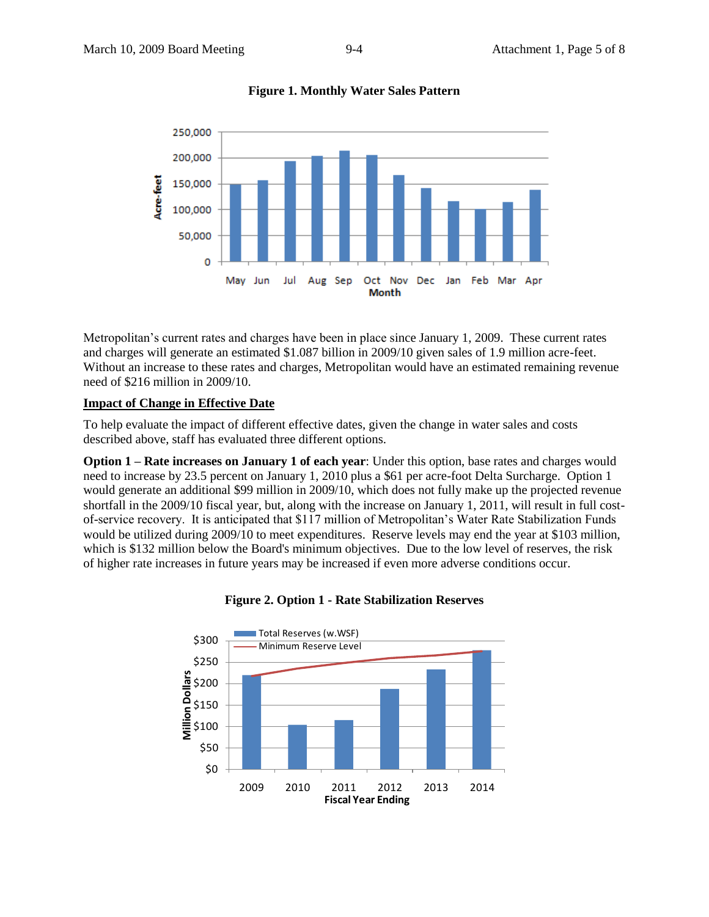**Figure 1. Monthly Water Sales Pattern**

Metropolitan's current rates and charges have been in place since January 1, 2009. These current rates and charges will generate an estimated $1.087 billion in 2009/10 given sales of 1.9 million acre-feet. Without an increase to these rates and charges, Metropolitan would have an estimated remaining revenue need of $216 million in 2009/10.

## Impact of Change in Effective Date

To help evaluate the impact of different effective dates, given the change in water sales and costs described above, staff has evaluated three different options.

**Option 1 – Rate increases on January 1 of each year**: Under this option, base rates and charges would need to increase by 23.5 percent on January 1, 2010 plus a $61 per acre-foot Delta Surcharge. Option 1 would generate an additional $99 million in 2009/10, which does not fully make up the projected revenue shortfall in the 2009/10 fiscal year, but, along with the increase on January 1, 2011, will result in full cost-of-service recovery. It is anticipated that $117 million of Metropolitan's Water Rate Stabilization Funds would be utilized during 2009/10 to meet expenditures. Reserve levels may end the year at $103 million, which is $132 million below the Board's minimum objectives. Due to the low level of reserves, the risk of higher rate increases in future years may be increased if even more adverse conditions occur.

**Figure 2. Option 1 - Rate Stabilization Reserves**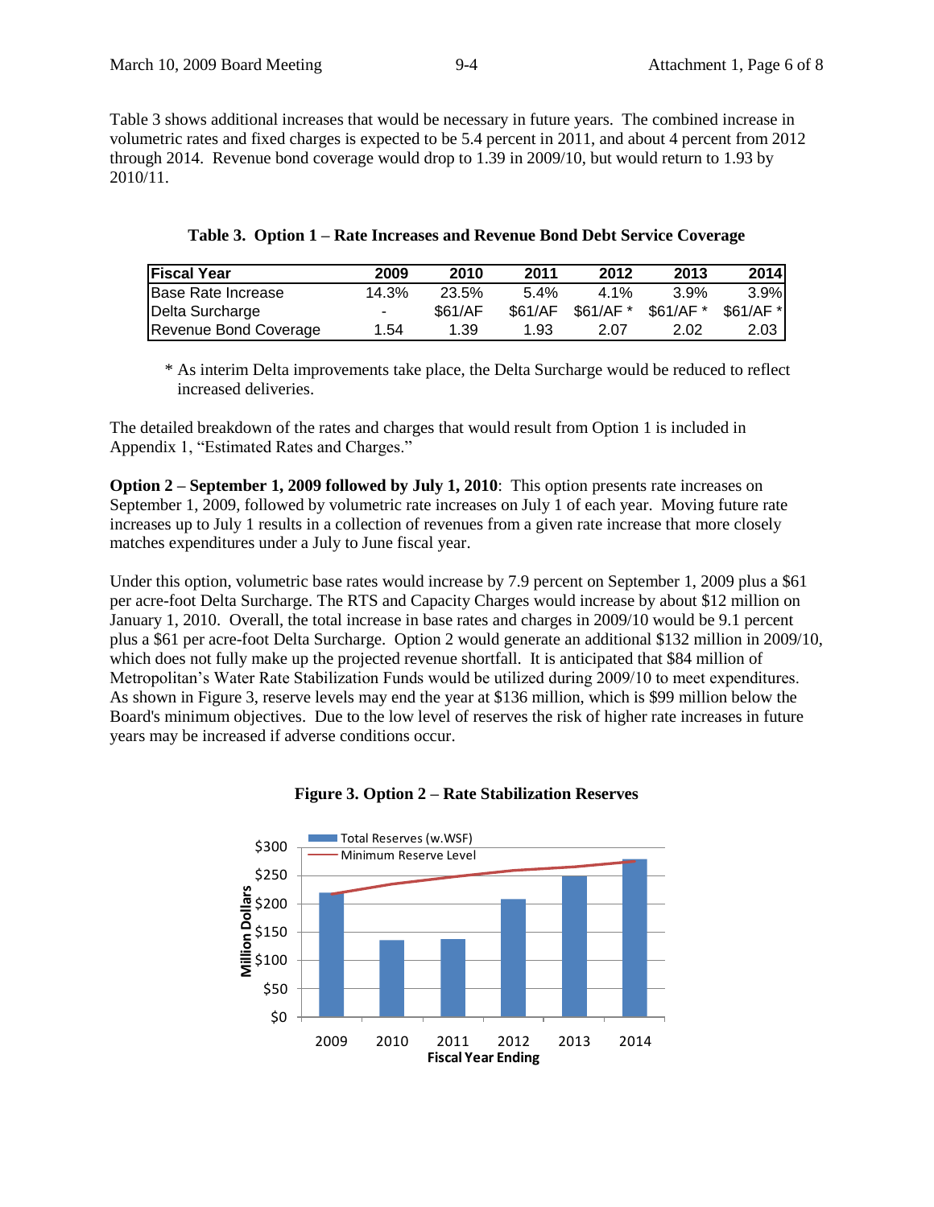Table 3 shows additional increases that would be necessary in future years. The combined increase in volumetric rates and fixed charges is expected to be 5.4 percent in 2011, and about 4 percent from 2012 through 2014. Revenue bond coverage would drop to 1.39 in 2009/10, but would return to 1.93 by 2010/11.

**Table 3. Option 1 – Rate Increases and Revenue Bond Debt Service Coverage**

| Fiscal Year | 2009 | 2010 | 2011 | 2012 | 2013 | 2014 |
|---|---|---|---|---|---|---|
| Base Rate Increase | 14.3% | 23.5% | 5.4% | 4.1% | 3.9% | 3.9% |
| Delta Surcharge | - | $61/AF | $61/AF | $61/AF * | $61/AF * | $61/AF * |
| Revenue Bond Coverage | 1.54 | 1.39 | 1.93 | 2.07 | 2.02 | 2.03 |

\* As interim Delta improvements take place, the Delta Surcharge would be reduced to reflect increased deliveries.

The detailed breakdown of the rates and charges that would result from Option 1 is included in Appendix 1, "Estimated Rates and Charges."

**Option 2 – September 1, 2009 followed by July 1, 2010**: This option presents rate increases on September 1, 2009, followed by volumetric rate increases on July 1 of each year. Moving future rate increases up to July 1 results in a collection of revenues from a given rate increase that more closely matches expenditures under a July to June fiscal year.

Under this option, volumetric base rates would increase by 7.9 percent on September 1, 2009 plus a $61 per acre-foot Delta Surcharge. The RTS and Capacity Charges would increase by about $12 million on January 1, 2010. Overall, the total increase in base rates and charges in 2009/10 would be 9.1 percent plus a $61 per acre-foot Delta Surcharge. Option 2 would generate an additional $132 million in 2009/10, which does not fully make up the projected revenue shortfall. It is anticipated that $84 million of Metropolitan's Water Rate Stabilization Funds would be utilized during 2009/10 to meet expenditures. As shown in Figure 3, reserve levels may end the year at $136 million, which is $99 million below the Board's minimum objectives. Due to the low level of reserves the risk of higher rate increases in future years may be increased if adverse conditions occur.

**Figure 3. Option 2 – Rate Stabilization Reserves**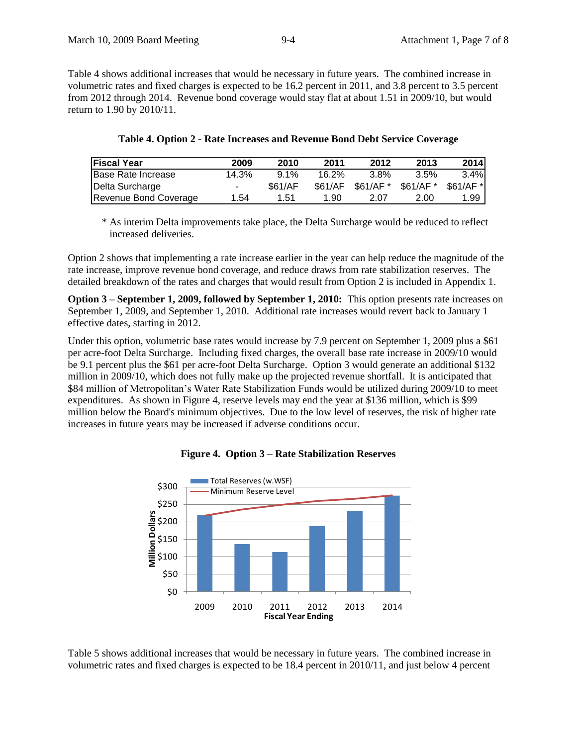Table 4 shows additional increases that would be necessary in future years. The combined increase in volumetric rates and fixed charges is expected to be 16.2 percent in 2011, and 3.8 percent to 3.5 percent from 2012 through 2014. Revenue bond coverage would stay flat at about 1.51 in 2009/10, but would return to 1.90 by 2010/11.

**Table 4. Option 2 - Rate Increases and Revenue Bond Debt Service Coverage**

| Fiscal Year | 2009 | 2010 | 2011 | 2012 | 2013 | 2014 |
|---|---|---|---|---|---|---|
| Base Rate Increase | 14.3% | 9.1% | 16.2% | 3.8% | 3.5% | 3.4% |
| Delta Surcharge | - | $61/AF | $61/AF | $61/AF * | $61/AF * | $61/AF * |
| Revenue Bond Coverage | 1.54 | 1.51 | 1.90 | 2.07 | 2.00 | 1.99 |

\* As interim Delta improvements take place, the Delta Surcharge would be reduced to reflect increased deliveries.

Option 2 shows that implementing a rate increase earlier in the year can help reduce the magnitude of the rate increase, improve revenue bond coverage, and reduce draws from rate stabilization reserves. The detailed breakdown of the rates and charges that would result from Option 2 is included in Appendix 1.

**Option 3 – September 1, 2009, followed by September 1, 2010:** This option presents rate increases on September 1, 2009, and September 1, 2010. Additional rate increases would revert back to January 1 effective dates, starting in 2012.

Under this option, volumetric base rates would increase by 7.9 percent on September 1, 2009 plus a $61 per acre-foot Delta Surcharge. Including fixed charges, the overall base rate increase in 2009/10 would be 9.1 percent plus the $61 per acre-foot Delta Surcharge. Option 3 would generate an additional $132 million in 2009/10, which does not fully make up the projected revenue shortfall. It is anticipated that $84 million of Metropolitan's Water Rate Stabilization Funds would be utilized during 2009/10 to meet expenditures. As shown in Figure 4, reserve levels may end the year at $136 million, which is $99 million below the Board's minimum objectives. Due to the low level of reserves, the risk of higher rate increases in future years may be increased if adverse conditions occur.

**Figure 4. Option 3 – Rate Stabilization Reserves**

Table 5 shows additional increases that would be necessary in future years. The combined increase in volumetric rates and fixed charges is expected to be 18.4 percent in 2010/11, and just below 4 percent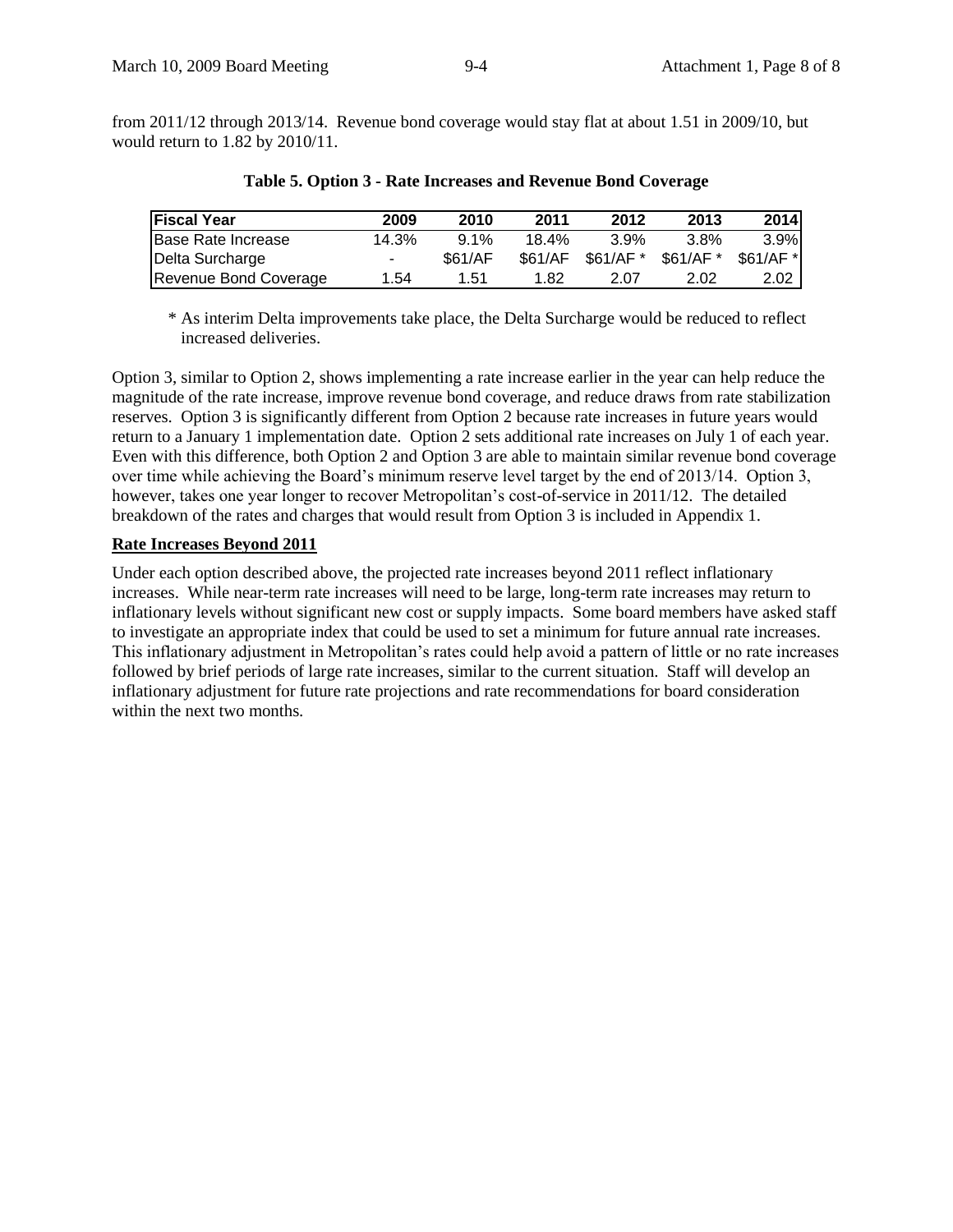from 2011/12 through 2013/14. Revenue bond coverage would stay flat at about 1.51 in 2009/10, but would return to 1.82 by 2010/11.

**Table 5. Option 3 - Rate Increases and Revenue Bond Coverage**

| Fiscal Year | 2009 | 2010 | 2011 | 2012 | 2013 | 2014 |
|---|---|---|---|---|---|---|
| Base Rate Increase | 14.3% | 9.1% | 18.4% | 3.9% | 3.8% | 3.9% |
| Delta Surcharge | - | $61/AF | $61/AF | $61/AF * | $61/AF * | $61/AF * |
| Revenue Bond Coverage | 1.54 | 1.51 | 1.82 | 2.07 | 2.02 | 2.02 |

\* As interim Delta improvements take place, the Delta Surcharge would be reduced to reflect increased deliveries.

Option 3, similar to Option 2, shows implementing a rate increase earlier in the year can help reduce the magnitude of the rate increase, improve revenue bond coverage, and reduce draws from rate stabilization reserves. Option 3 is significantly different from Option 2 because rate increases in future years would return to a January 1 implementation date. Option 2 sets additional rate increases on July 1 of each year. Even with this difference, both Option 2 and Option 3 are able to maintain similar revenue bond coverage over time while achieving the Board's minimum reserve level target by the end of 2013/14. Option 3, however, takes one year longer to recover Metropolitan's cost-of-service in 2011/12. The detailed breakdown of the rates and charges that would result from Option 3 is included in Appendix 1.

**Rate Increases Beyond 2011**

Under each option described above, the projected rate increases beyond 2011 reflect inflationary increases. While near-term rate increases will need to be large, long-term rate increases may return to inflationary levels without significant new cost or supply impacts. Some board members have asked staff to investigate an appropriate index that could be used to set a minimum for future annual rate increases. This inflationary adjustment in Metropolitan's rates could help avoid a pattern of little or no rate increases followed by brief periods of large rate increases, similar to the current situation. Staff will develop an inflationary adjustment for future rate projections and rate recommendations for board consideration within the next two months.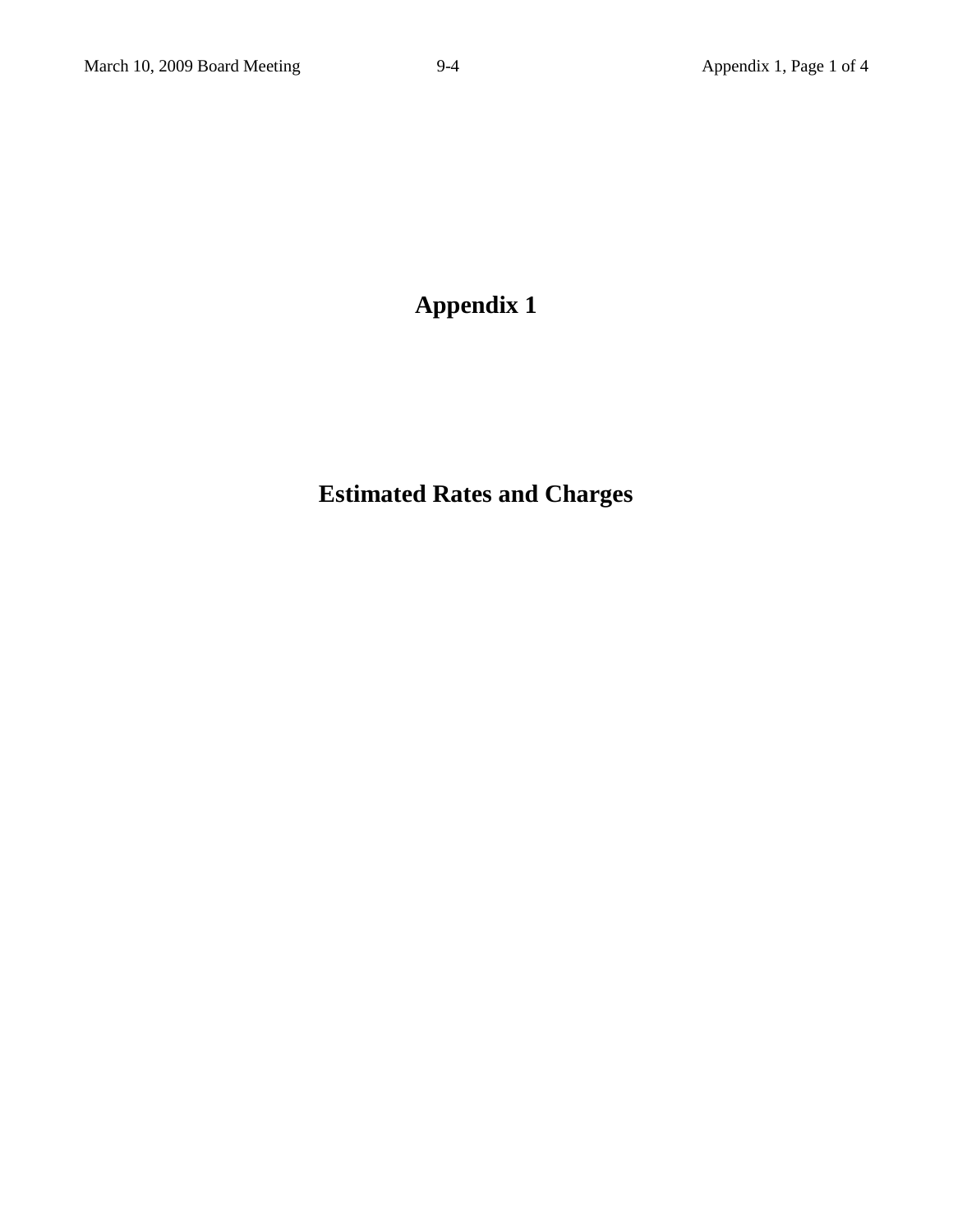# Appendix 1

# Estimated Rates and Charges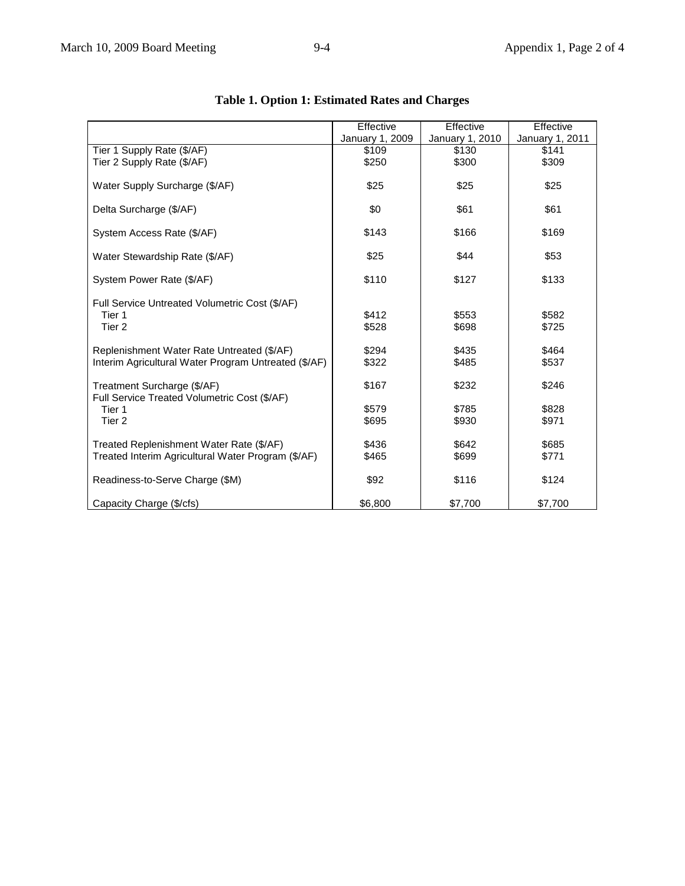**Table 1. Option 1: Estimated Rates and Charges**

| | Effective January 1, 2009 | Effective January 1, 2010 | Effective January 1, 2011 |
|---|---|---|---|
| Tier 1 Supply Rate ($/AF) | $109 | $130 | $141 |
| Tier 2 Supply Rate ($/AF) | $250 | $300 | $309 |
| Water Supply Surcharge ($/AF) | $25 | $25 | $25 |
| Delta Surcharge ($/AF) | $0 | $61 | $61 |
| System Access Rate ($/AF) | $143 | $166 | $169 |
| Water Stewardship Rate ($/AF) | $25 | $44 | $53 |
| System Power Rate ($/AF) | $110 | $127 | $133 |
| Full Service Untreated Volumetric Cost ($/AF) | | | |
| Tier 1 | $412 | $553 | $582 |
| Tier 2 | $528 | $698 | $725 |
| Replenishment Water Rate Untreated ($/AF) | $294 | $435 | $464 |
| Interim Agricultural Water Program Untreated ($/AF) | $322 | $485 | $537 |
| Treatment Surcharge ($/AF) | $167 | $232 | $246 |
| Full Service Treated Volumetric Cost ($/AF) | | | |
| Tier 1 | $579 | $785 | $828 |
| Tier 2 | $695 | $930 | $971 |
| Treated Replenishment Water Rate ($/AF) | $436 | $642 | $685 |
| Treated Interim Agricultural Water Program ($/AF) | $465 | $699 | $771 |
| Readiness-to-Serve Charge ($M) | $92 | $116 | $124 |
| Capacity Charge ($/cfs) | $6,800 | $7,700 | $7,700 |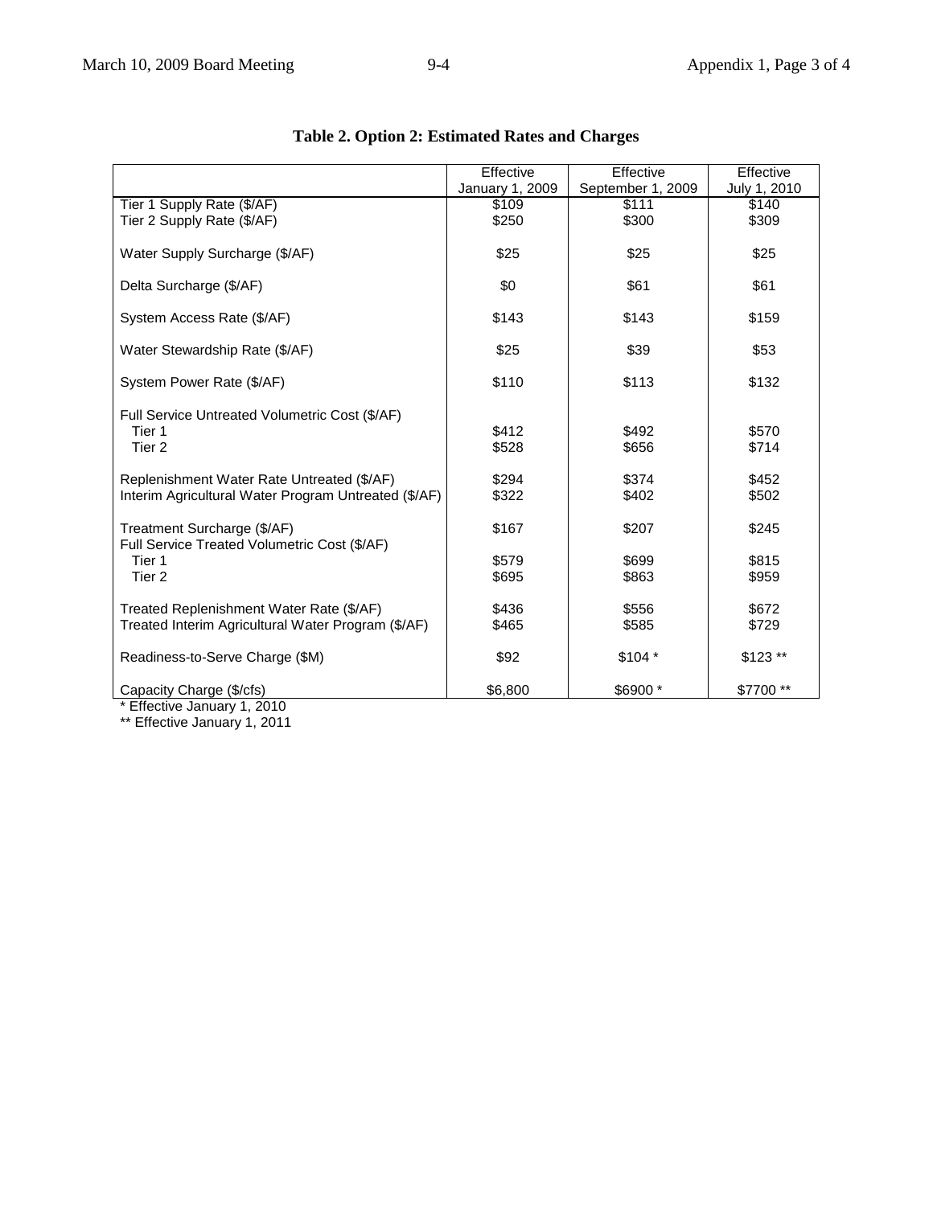**Table 2. Option 2: Estimated Rates and Charges**

| | Effective January 1, 2009 | Effective September 1, 2009 | Effective July 1, 2010 |
|---|---|---|---|
| Tier 1 Supply Rate ($/AF) | $109 | $111 | $140 |
| Tier 2 Supply Rate ($/AF) | $250 | $300 | $309 |
| Water Supply Surcharge ($/AF) | $25 | $25 | $25 |
| Delta Surcharge ($/AF) | $0 | $61 | $61 |
| System Access Rate ($/AF) | $143 | $143 | $159 |
| Water Stewardship Rate ($/AF) | $25 | $39 | $53 |
| System Power Rate ($/AF) | $110 | $113 | $132 |
| Full Service Untreated Volumetric Cost ($/AF) | | | |
| Tier 1 | $412 | $492 | $570 |
| Tier 2 | $528 | $656 | $714 |
| Replenishment Water Rate Untreated ($/AF) | $294 | $374 | $452 |
| Interim Agricultural Water Program Untreated ($/AF) | $322 | $402 | $502 |
| Treatment Surcharge ($/AF) | $167 | $207 | $245 |
| Full Service Treated Volumetric Cost ($/AF) | | | |
| Tier 1 | $579 | $699 | $815 |
| Tier 2 | $695 | $863 | $959 |
| Treated Replenishment Water Rate ($/AF) | $436 | $556 | $672 |
| Treated Interim Agricultural Water Program ($/AF) | $465 | $585 | $729 |
| Readiness-to-Serve Charge ($M) | $92 | $104 * | $123 ** |
| Capacity Charge ($/cfs) | $6,800 | $6900 * | $7700 ** |

\* Effective January 1, 2010

\*\* Effective January 1, 2011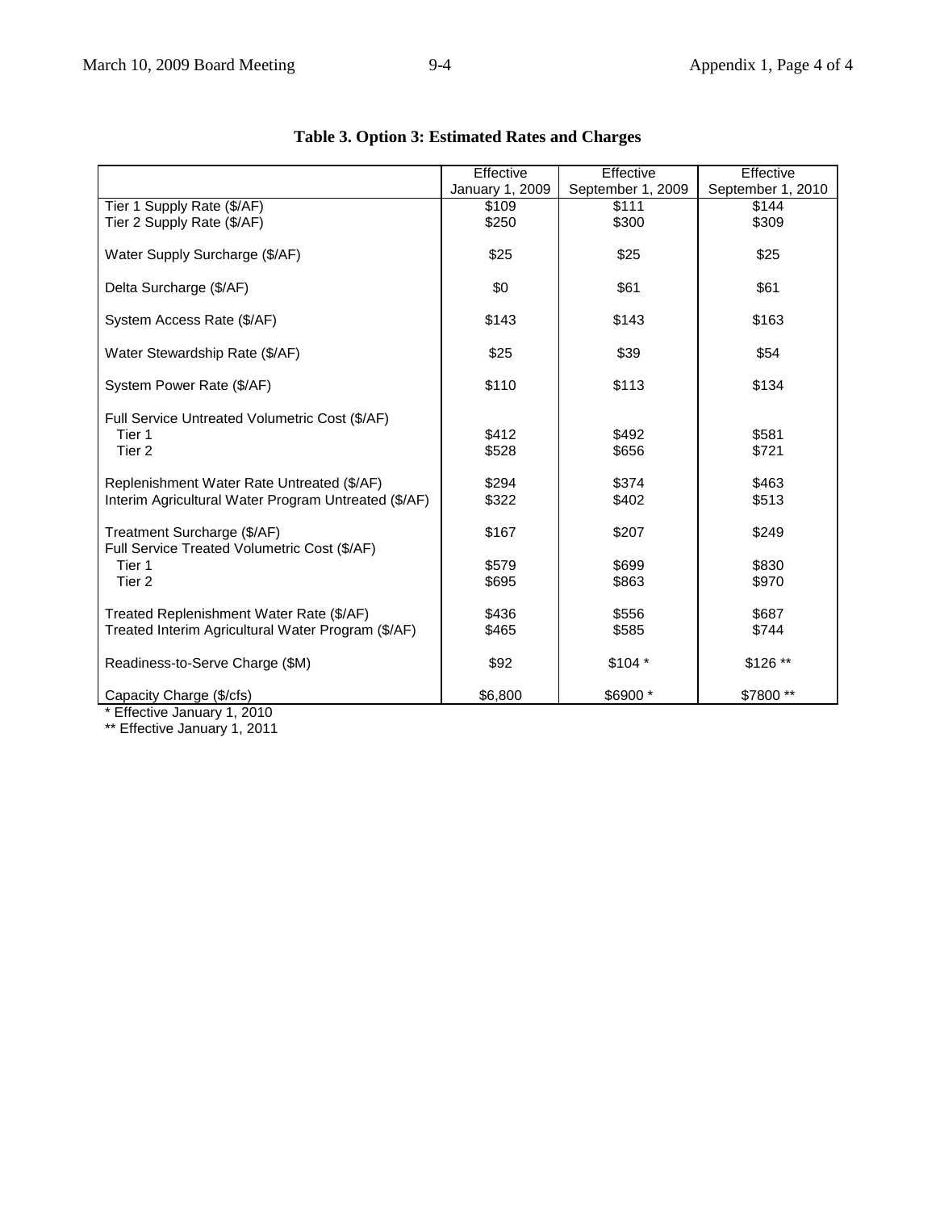**Table 3. Option 3: Estimated Rates and Charges**

| | Effective January 1, 2009 | Effective September 1, 2009 | Effective September 1, 2010 |
|---|---|---|---|
| Tier 1 Supply Rate ($/AF) | $109 | $111 | $144 |
| Tier 2 Supply Rate ($/AF) | $250 | $300 | $309 |
| Water Supply Surcharge ($/AF) | $25 | $25 | $25 |
| Delta Surcharge ($/AF) | $0 | $61 | $61 |
| System Access Rate ($/AF) | $143 | $143 | $163 |
| Water Stewardship Rate ($/AF) | $25 | $39 | $54 |
| System Power Rate ($/AF) | $110 | $113 | $134 |
| Full Service Untreated Volumetric Cost ($/AF) | | | |
| Tier 1 | $412 | $492 | $581 |
| Tier 2 | $528 | $656 | $721 |
| Replenishment Water Rate Untreated ($/AF) | $294 | $374 | $463 |
| Interim Agricultural Water Program Untreated ($/AF) | $322 | $402 | $513 |
| Treatment Surcharge ($/AF) | $167 | $207 | $249 |
| Full Service Treated Volumetric Cost ($/AF) | | | |
| Tier 1 | $579 | $699 | $830 |
| Tier 2 | $695 | $863 | $970 |
| Treated Replenishment Water Rate ($/AF) | $436 | $556 | $687 |
| Treated Interim Agricultural Water Program ($/AF) | $465 | $585 | $744 |
| Readiness-to-Serve Charge ($M) | $92 | $104 * | $126 ** |
| Capacity Charge ($/cfs) | $6,800 | $6900 * | $7800 ** |

* Effective January 1, 2010

** Effective January 1, 2011